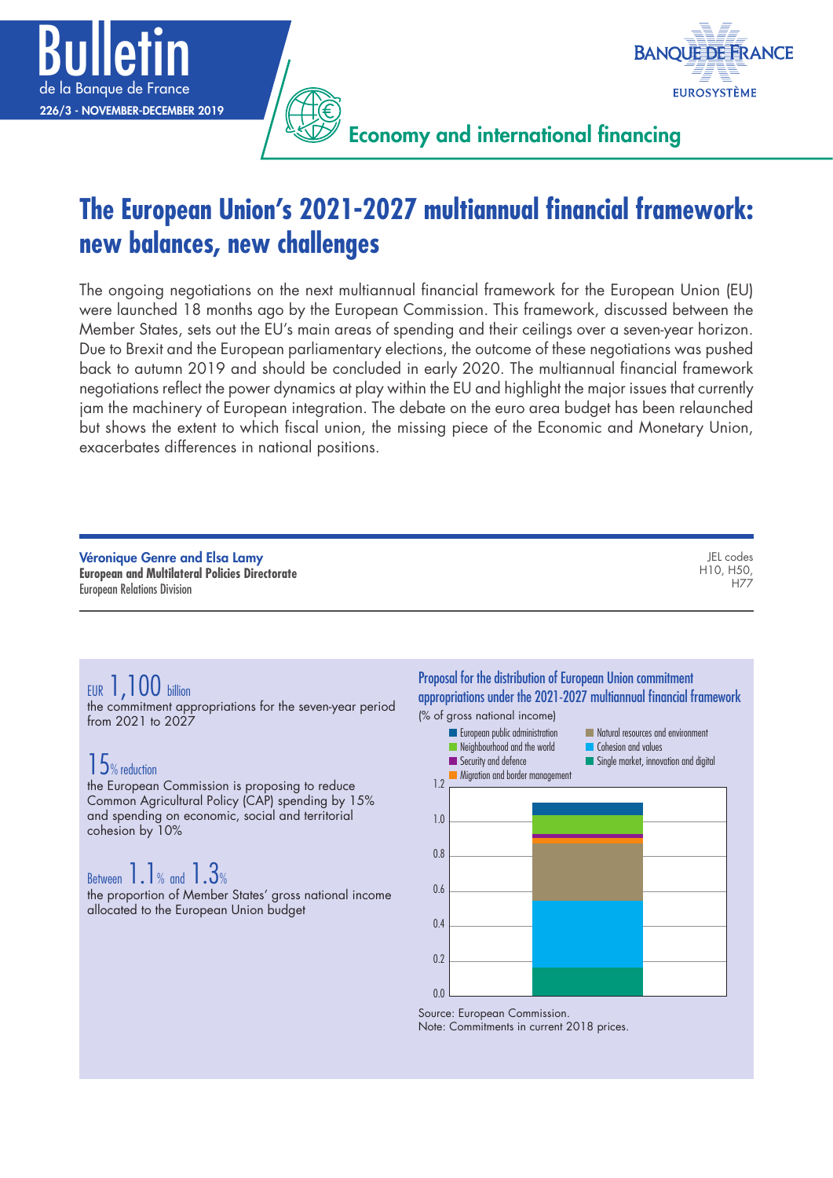Bulletin de la Banque de France
226/3 - NOVEMBER-DECEMBER 2019

Economy and international financing

# The European Union's 2021-2027 multiannual financial framework: new balances, new challenges

The ongoing negotiations on the next multiannual financial framework for the European Union (EU) were launched 18 months ago by the European Commission. This framework, discussed between the Member States, sets out the EU's main areas of spending and their ceilings over a seven-year horizon. Due to Brexit and the European parliamentary elections, the outcome of these negotiations was pushed back to autumn 2019 and should be concluded in early 2020. The multiannual financial framework negotiations reflect the power dynamics at play within the EU and highlight the major issues that currently jam the machinery of European integration. The debate on the euro area budget has been relaunched but shows the extent to which fiscal union, the missing piece of the Economic and Monetary Union, exacerbates differences in national positions.

**Véronique Genre and Elsa Lamy**
**European and Multilateral Policies Directorate**
European Relations Division

JEL codes H10, H50, H77

EUR 1,100 billion
the commitment appropriations for the seven-year period from 2021 to 2027

15% reduction
the European Commission is proposing to reduce Common Agricultural Policy (CAP) spending by 15% and spending on economic, social and territorial cohesion by 10%

Between 1.1% and 1.3%
the proportion of Member States' gross national income allocated to the European Union budget

**Proposal for the distribution of European Union commitment appropriations under the 2021-2027 multiannual financial framework**

(% of gross national income)

Legend: European public administration; Natural resources and environment; Neighbourhood and the world; Cohesion and values; Security and defence; Single market, innovation and digital; Migration and border management

Source: European Commission.
Note: Commitments in current 2018 prices.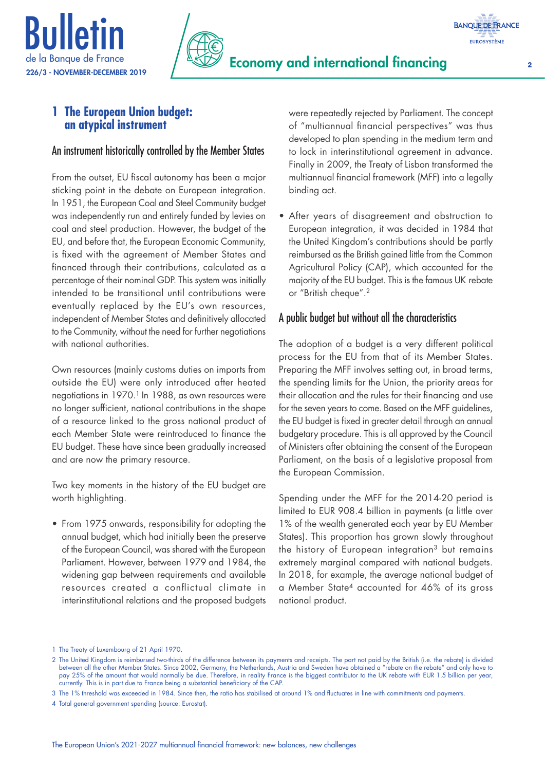## 1 The European Union budget: an atypical instrument

### An instrument historically controlled by the Member States

From the outset, EU fiscal autonomy has been a major sticking point in the debate on European integration. In 1951, the European Coal and Steel Community budget was independently run and entirely funded by levies on coal and steel production. However, the budget of the EU, and before that, the European Economic Community, is fixed with the agreement of Member States and financed through their contributions, calculated as a percentage of their nominal GDP. This system was initially intended to be transitional until contributions were eventually replaced by the EU's own resources, independent of Member States and definitively allocated to the Community, without the need for further negotiations with national authorities.

Own resources (mainly customs duties on imports from outside the EU) were only introduced after heated negotiations in 1970.[1] In 1988, as own resources were no longer sufficient, national contributions in the shape of a resource linked to the gross national product of each Member State were reintroduced to finance the EU budget. These have since been gradually increased and are now the primary resource.

Two key moments in the history of the EU budget are worth highlighting.

- From 1975 onwards, responsibility for adopting the annual budget, which had initially been the preserve of the European Council, was shared with the European Parliament. However, between 1979 and 1984, the widening gap between requirements and available resources created a conflictual climate in interinstitutional relations and the proposed budgets were repeatedly rejected by Parliament. The concept of "multiannual financial perspectives" was thus developed to plan spending in the medium term and to lock in interinstitutional agreement in advance. Finally in 2009, the Treaty of Lisbon transformed the multiannual financial framework (MFF) into a legally binding act.

- After years of disagreement and obstruction to European integration, it was decided in 1984 that the United Kingdom's contributions should be partly reimbursed as the British gained little from the Common Agricultural Policy (CAP), which accounted for the majority of the EU budget. This is the famous UK rebate or "British cheque".[2]

### A public budget but without all the characteristics

The adoption of a budget is a very different political process for the EU from that of its Member States. Preparing the MFF involves setting out, in broad terms, the spending limits for the Union, the priority areas for their allocation and the rules for their financing and use for the seven years to come. Based on the MFF guidelines, the EU budget is fixed in greater detail through an annual budgetary procedure. This is all approved by the Council of Ministers after obtaining the consent of the European Parliament, on the basis of a legislative proposal from the European Commission.

Spending under the MFF for the 2014-20 period is limited to EUR 908.4 billion in payments (a little over 1% of the wealth generated each year by EU Member States). This proportion has grown slowly throughout the history of European integration[3] but remains extremely marginal compared with national budgets. In 2018, for example, the average national budget of a Member State[4] accounted for 46% of its gross national product.

---

1 The Treaty of Luxembourg of 21 April 1970.

2 The United Kingdom is reimbursed two-thirds of the difference between its payments and receipts. The part not paid by the British (i.e. the rebate) is divided between all the other Member States. Since 2002, Germany, the Netherlands, Austria and Sweden have obtained a "rebate on the rebate" and only have to pay 25% of the amount that would normally be due. Therefore, in reality France is the biggest contributor to the UK rebate with EUR 1.5 billion per year, currently. This is in part due to France being a substantial beneficiary of the CAP.

3 The 1% threshold was exceeded in 1984. Since then, the ratio has stabilised at around 1% and fluctuates in line with commitments and payments.

4 Total general government spending (source: Eurostat).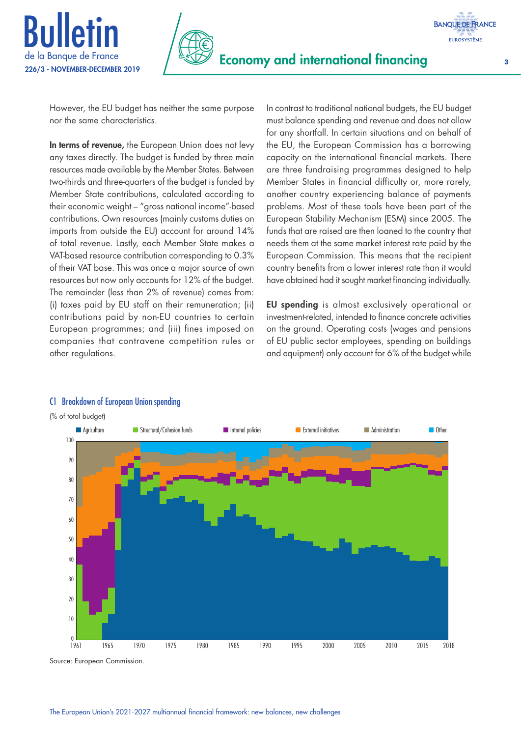However, the EU budget has neither the same purpose nor the same characteristics.

**In terms of revenue,** the European Union does not levy any taxes directly. The budget is funded by three main resources made available by the Member States. Between two-thirds and three-quarters of the budget is funded by Member State contributions, calculated according to their economic weight – "gross national income"-based contributions. Own resources (mainly customs duties on imports from outside the EU) account for around 14% of total revenue. Lastly, each Member State makes a VAT-based resource contribution corresponding to 0.3% of their VAT base. This was once a major source of own resources but now only accounts for 12% of the budget. The remainder (less than 2% of revenue) comes from: (i) taxes paid by EU staff on their remuneration; (ii) contributions paid by non-EU countries to certain European programmes; and (iii) fines imposed on companies that contravene competition rules or other regulations.

In contrast to traditional national budgets, the EU budget must balance spending and revenue and does not allow for any shortfall. In certain situations and on behalf of the EU, the European Commission has a borrowing capacity on the international financial markets. There are three fundraising programmes designed to help Member States in financial difficulty or, more rarely, another country experiencing balance of payments problems. Most of these tools have been part of the European Stability Mechanism (ESM) since 2005. The funds that are raised are then loaned to the country that needs them at the same market interest rate paid by the European Commission. This means that the recipient country benefits from a lower interest rate than it would have obtained had it sought market financing individually.

**EU spending** is almost exclusively operational or investment-related, intended to finance concrete activities on the ground. Operating costs (wages and pensions of EU public sector employees, spending on buildings and equipment) only account for 6% of the budget while

C1 Breakdown of European Union spending

(% of total budget)

Source: European Commission.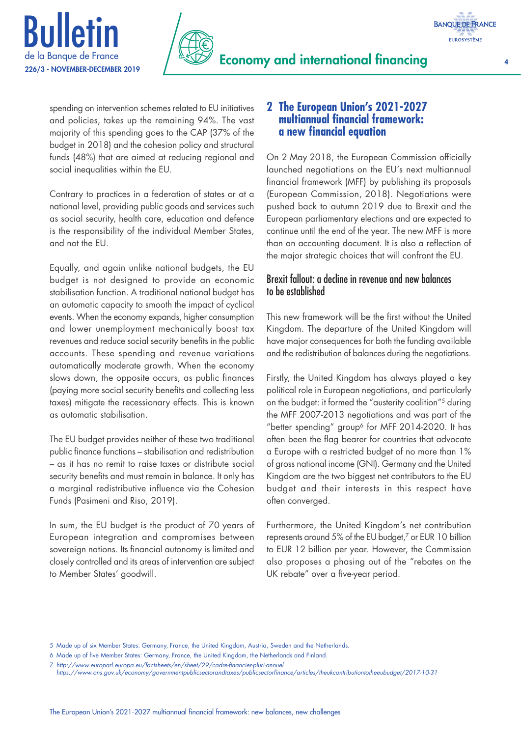spending on intervention schemes related to EU initiatives and policies, takes up the remaining 94%. The vast majority of this spending goes to the CAP (37% of the budget in 2018) and the cohesion policy and structural funds (48%) that are aimed at reducing regional and social inequalities within the EU.

Contrary to practices in a federation of states or at a national level, providing public goods and services such as social security, health care, education and defence is the responsibility of the individual Member States, and not the EU.

Equally, and again unlike national budgets, the EU budget is not designed to provide an economic stabilisation function. A traditional national budget has an automatic capacity to smooth the impact of cyclical events. When the economy expands, higher consumption and lower unemployment mechanically boost tax revenues and reduce social security benefits in the public accounts. These spending and revenue variations automatically moderate growth. When the economy slows down, the opposite occurs, as public finances (paying more social security benefits and collecting less taxes) mitigate the recessionary effects. This is known as automatic stabilisation.

The EU budget provides neither of these two traditional public finance functions – stabilisation and redistribution – as it has no remit to raise taxes or distribute social security benefits and must remain in balance. It only has a marginal redistributive influence via the Cohesion Funds (Pasimeni and Riso, 2019).

In sum, the EU budget is the product of 70 years of European integration and compromises between sovereign nations. Its financial autonomy is limited and closely controlled and its areas of intervention are subject to Member States' goodwill.

## 2 The European Union's 2021-2027 multiannual financial framework: a new financial equation

On 2 May 2018, the European Commission officially launched negotiations on the EU's next multiannual financial framework (MFF) by publishing its proposals (European Commission, 2018). Negotiations were pushed back to autumn 2019 due to Brexit and the European parliamentary elections and are expected to continue until the end of the year. The new MFF is more than an accounting document. It is also a reflection of the major strategic choices that will confront the EU.

### Brexit fallout: a decline in revenue and new balances to be established

This new framework will be the first without the United Kingdom. The departure of the United Kingdom will have major consequences for both the funding available and the redistribution of balances during the negotiations.

Firstly, the United Kingdom has always played a key political role in European negotiations, and particularly on the budget: it formed the "austerity coalition"[5] during the MFF 2007-2013 negotiations and was part of the "better spending" group[6] for MFF 2014-2020. It has often been the flag bearer for countries that advocate a Europe with a restricted budget of no more than 1% of gross national income (GNI). Germany and the United Kingdom are the two biggest net contributors to the EU budget and their interests in this respect have often converged.

Furthermore, the United Kingdom's net contribution represents around 5% of the EU budget,[7] or EUR 10 billion to EUR 12 billion per year. However, the Commission also proposes a phasing out of the "rebates on the UK rebate" over a five-year period.

---

5 Made up of six Member States: Germany, France, the United Kingdom, Austria, Sweden and the Netherlands.

6 Made up of five Member States: Germany, France, the United Kingdom, the Netherlands and Finland.

7 *http://www.europarl.europa.eu/factsheets/en/sheet/29/cadre-financier-pluri-annuel*
*https://www.ons.gov.uk/economy/governmentpublicsectorandtaxes/publicsectorfinance/articles/theukcontributiontotheeubudget/2017-10-31*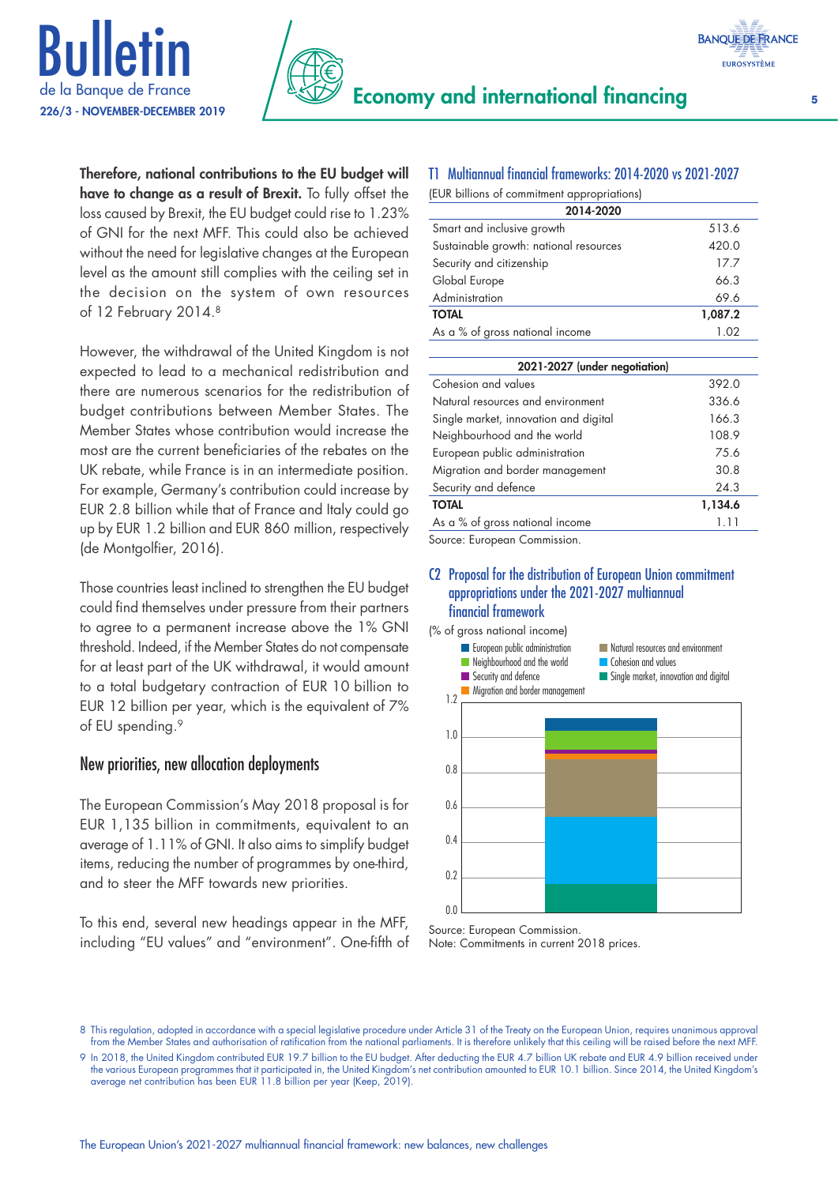**Therefore, national contributions to the EU budget will have to change as a result of Brexit.** To fully offset the loss caused by Brexit, the EU budget could rise to 1.23% of GNI for the next MFF. This could also be achieved without the need for legislative changes at the European level as the amount still complies with the ceiling set in the decision on the system of own resources of 12 February 2014.[8]

However, the withdrawal of the United Kingdom is not expected to lead to a mechanical redistribution and there are numerous scenarios for the redistribution of budget contributions between Member States. The Member States whose contribution would increase the most are the current beneficiaries of the rebates on the UK rebate, while France is in an intermediate position. For example, Germany's contribution could increase by EUR 2.8 billion while that of France and Italy could go up by EUR 1.2 billion and EUR 860 million, respectively (de Montgolfier, 2016).

Those countries least inclined to strengthen the EU budget could find themselves under pressure from their partners to agree to a permanent increase above the 1% GNI threshold. Indeed, if the Member States do not compensate for at least part of the UK withdrawal, it would amount to a total budgetary contraction of EUR 10 billion to EUR 12 billion per year, which is the equivalent of 7% of EU spending.[9]

## New priorities, new allocation deployments

The European Commission's May 2018 proposal is for EUR 1,135 billion in commitments, equivalent to an average of 1.11% of GNI. It also aims to simplify budget items, reducing the number of programmes by one-third, and to steer the MFF towards new priorities.

To this end, several new headings appear in the MFF, including "EU values" and "environment". One-fifth of

### T1 Multiannual financial frameworks: 2014-2020 vs 2021-2027

(EUR billions of commitment appropriations)

| 2014-2020 | |
|---|---|
| Smart and inclusive growth | 513.6 |
| Sustainable growth: national resources | 420.0 |
| Security and citizenship | 17.7 |
| Global Europe | 66.3 |
| Administration | 69.6 |
| **TOTAL** | **1,087.2** |
| As a % of gross national income | 1.02 |

| 2021-2027 (under negotiation) | |
|---|---|
| Cohesion and values | 392.0 |
| Natural resources and environment | 336.6 |
| Single market, innovation and digital | 166.3 |
| Neighbourhood and the world | 108.9 |
| European public administration | 75.6 |
| Migration and border management | 30.8 |
| Security and defence | 24.3 |
| **TOTAL** | **1,134.6** |
| As a % of gross national income | 1.11 |

Source: European Commission.

### C2 Proposal for the distribution of European Union commitment appropriations under the 2021-2027 multiannual financial framework

(% of gross national income)

Source: European Commission.
Note: Commitments in current 2018 prices.

---

8 This regulation, adopted in accordance with a special legislative procedure under Article 31 of the Treaty on the European Union, requires unanimous approval from the Member States and authorisation of ratification from the national parliaments. It is therefore unlikely that this ceiling will be raised before the next MFF.

9 In 2018, the United Kingdom contributed EUR 19.7 billion to the EU budget. After deducting the EUR 4.7 billion UK rebate and EUR 4.9 billion received under the various European programmes that it participated in, the United Kingdom's net contribution amounted to EUR 10.1 billion. Since 2014, the United Kingdom's average net contribution has been EUR 11.8 billion per year (Keep, 2019).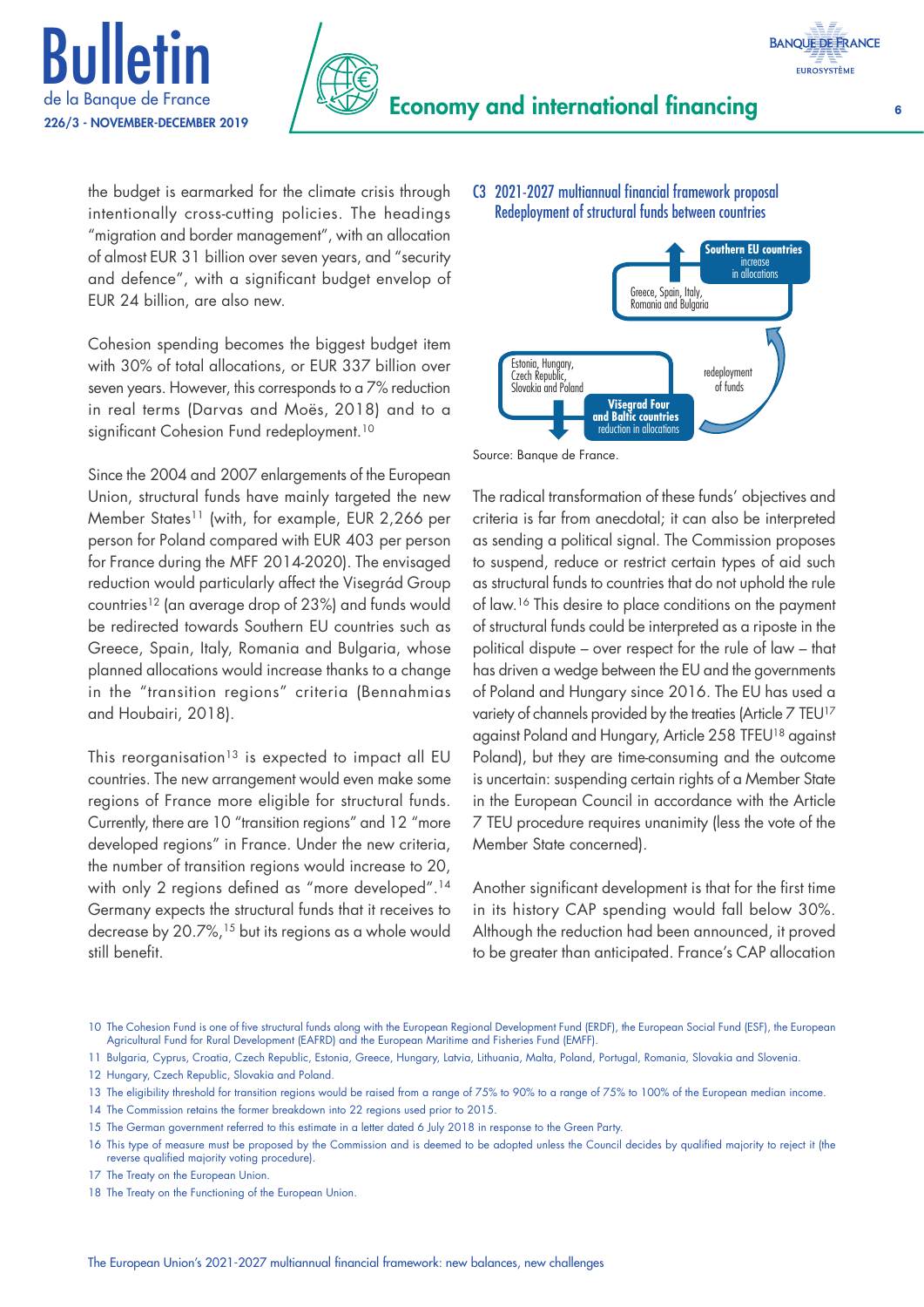the budget is earmarked for the climate crisis through intentionally cross-cutting policies. The headings "migration and border management", with an allocation of almost EUR 31 billion over seven years, and "security and defence", with a significant budget envelop of EUR 24 billion, are also new.

Cohesion spending becomes the biggest budget item with 30% of total allocations, or EUR 337 billion over seven years. However, this corresponds to a 7% reduction in real terms (Darvas and Moës, 2018) and to a significant Cohesion Fund redeployment.[10]

Since the 2004 and 2007 enlargements of the European Union, structural funds have mainly targeted the new Member States[11] (with, for example, EUR 2,266 per person for Poland compared with EUR 403 per person for France during the MFF 2014-2020). The envisaged reduction would particularly affect the Visegrád Group countries[12] (an average drop of 23%) and funds would be redirected towards Southern EU countries such as Greece, Spain, Italy, Romania and Bulgaria, whose planned allocations would increase thanks to a change in the "transition regions" criteria (Bennahmias and Houbairi, 2018).

This reorganisation[13] is expected to impact all EU countries. The new arrangement would even make some regions of France more eligible for structural funds. Currently, there are 10 "transition regions" and 12 "more developed regions" in France. Under the new criteria, the number of transition regions would increase to 20, with only 2 regions defined as "more developed".[14] Germany expects the structural funds that it receives to decrease by 20.7%,[15] but its regions as a whole would still benefit.

**C3 2021-2027 multiannual financial framework proposal**
**Redeployment of structural funds between countries**

- **Southern EU countries** – increase in allocations: Greece, Spain, Italy, Romania and Bulgaria
- **Višegrad Four and Baltic countries** – reduction in allocations: Estonia, Hungary, Czech Republic, Slovakia and Poland
- redeployment of funds

Source: Banque de France.

The radical transformation of these funds' objectives and criteria is far from anecdotal; it can also be interpreted as sending a political signal. The Commission proposes to suspend, reduce or restrict certain types of aid such as structural funds to countries that do not uphold the rule of law.[16] This desire to place conditions on the payment of structural funds could be interpreted as a riposte in the political dispute – over respect for the rule of law – that has driven a wedge between the EU and the governments of Poland and Hungary since 2016. The EU has used a variety of channels provided by the treaties (Article 7 TEU[17] against Poland and Hungary, Article 258 TFEU[18] against Poland), but they are time-consuming and the outcome is uncertain: suspending certain rights of a Member State in the European Council in accordance with the Article 7 TEU procedure requires unanimity (less the vote of the Member State concerned).

Another significant development is that for the first time in its history CAP spending would fall below 30%. Although the reduction had been announced, it proved to be greater than anticipated. France's CAP allocation

---

10 The Cohesion Fund is one of five structural funds along with the European Regional Development Fund (ERDF), the European Social Fund (ESF), the European Agricultural Fund for Rural Development (EAFRD) and the European Maritime and Fisheries Fund (EMFF).

11 Bulgaria, Cyprus, Croatia, Czech Republic, Estonia, Greece, Hungary, Latvia, Lithuania, Malta, Poland, Portugal, Romania, Slovakia and Slovenia.

12 Hungary, Czech Republic, Slovakia and Poland.

13 The eligibility threshold for transition regions would be raised from a range of 75% to 90% to a range of 75% to 100% of the European median income.

14 The Commission retains the former breakdown into 22 regions used prior to 2015.

15 The German government referred to this estimate in a letter dated 6 July 2018 in response to the Green Party.

16 This type of measure must be proposed by the Commission and is deemed to be adopted unless the Council decides by qualified majority to reject it (the reverse qualified majority voting procedure).

17 The Treaty on the European Union.

18 The Treaty on the Functioning of the European Union.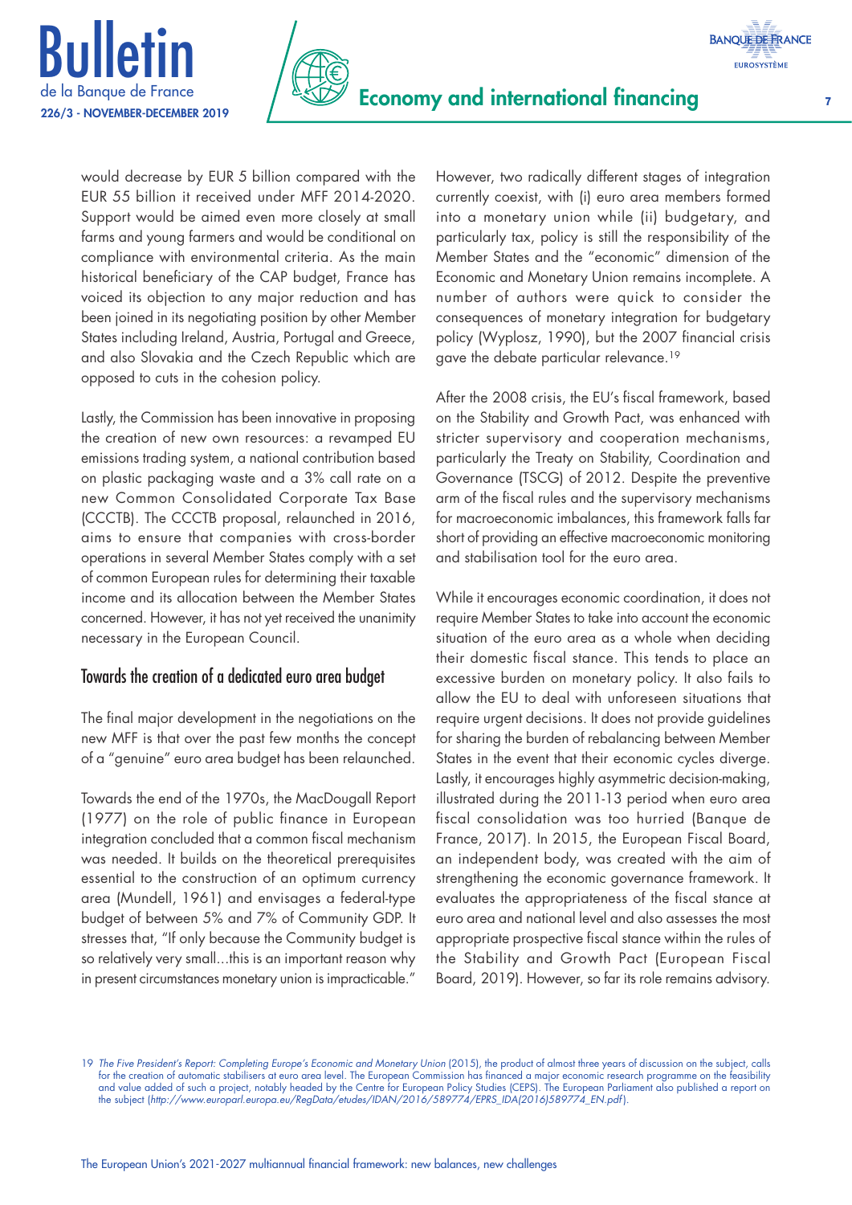would decrease by EUR 5 billion compared with the EUR 55 billion it received under MFF 2014-2020. Support would be aimed even more closely at small farms and young farmers and would be conditional on compliance with environmental criteria. As the main historical beneficiary of the CAP budget, France has voiced its objection to any major reduction and has been joined in its negotiating position by other Member States including Ireland, Austria, Portugal and Greece, and also Slovakia and the Czech Republic which are opposed to cuts in the cohesion policy.

Lastly, the Commission has been innovative in proposing the creation of new own resources: a revamped EU emissions trading system, a national contribution based on plastic packaging waste and a 3% call rate on a new Common Consolidated Corporate Tax Base (CCCTB). The CCCTB proposal, relaunched in 2016, aims to ensure that companies with cross-border operations in several Member States comply with a set of common European rules for determining their taxable income and its allocation between the Member States concerned. However, it has not yet received the unanimity necessary in the European Council.

## Towards the creation of a dedicated euro area budget

The final major development in the negotiations on the new MFF is that over the past few months the concept of a "genuine" euro area budget has been relaunched.

Towards the end of the 1970s, the MacDougall Report (1977) on the role of public finance in European integration concluded that a common fiscal mechanism was needed. It builds on the theoretical prerequisites essential to the construction of an optimum currency area (Mundell, 1961) and envisages a federal-type budget of between 5% and 7% of Community GDP. It stresses that, "If only because the Community budget is so relatively very small…this is an important reason why in present circumstances monetary union is impracticable."

However, two radically different stages of integration currently coexist, with (i) euro area members formed into a monetary union while (ii) budgetary, and particularly tax, policy is still the responsibility of the Member States and the "economic" dimension of the Economic and Monetary Union remains incomplete. A number of authors were quick to consider the consequences of monetary integration for budgetary policy (Wyplosz, 1990), but the 2007 financial crisis gave the debate particular relevance.[19]

After the 2008 crisis, the EU's fiscal framework, based on the Stability and Growth Pact, was enhanced with stricter supervisory and cooperation mechanisms, particularly the Treaty on Stability, Coordination and Governance (TSCG) of 2012. Despite the preventive arm of the fiscal rules and the supervisory mechanisms for macroeconomic imbalances, this framework falls far short of providing an effective macroeconomic monitoring and stabilisation tool for the euro area.

While it encourages economic coordination, it does not require Member States to take into account the economic situation of the euro area as a whole when deciding their domestic fiscal stance. This tends to place an excessive burden on monetary policy. It also fails to allow the EU to deal with unforeseen situations that require urgent decisions. It does not provide guidelines for sharing the burden of rebalancing between Member States in the event that their economic cycles diverge. Lastly, it encourages highly asymmetric decision-making, illustrated during the 2011-13 period when euro area fiscal consolidation was too hurried (Banque de France, 2017). In 2015, the European Fiscal Board, an independent body, was created with the aim of strengthening the economic governance framework. It evaluates the appropriateness of the fiscal stance at euro area and national level and also assesses the most appropriate prospective fiscal stance within the rules of the Stability and Growth Pact (European Fiscal Board, 2019). However, so far its role remains advisory.

19 *The Five President's Report: Completing Europe's Economic and Monetary Union* (2015), the product of almost three years of discussion on the subject, calls for the creation of automatic stabilisers at euro area level. The European Commission has financed a major economic research programme on the feasibility and value added of such a project, notably headed by the Centre for European Policy Studies (CEPS). The European Parliament also published a report on the subject (*http://www.europarl.europa.eu/RegData/etudes/IDAN/2016/589774/EPRS_IDA(2016)589774_EN.pdf*).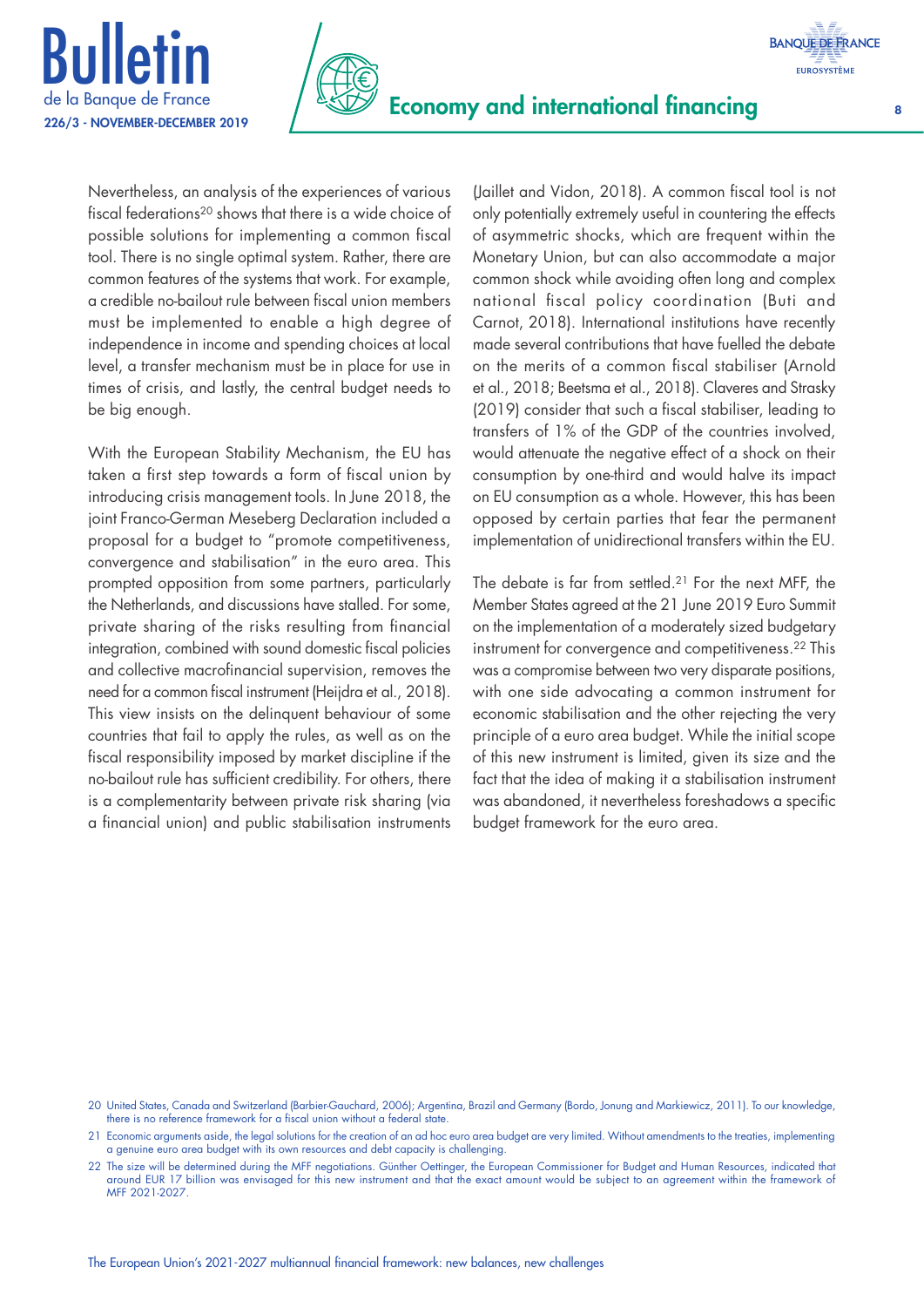Nevertheless, an analysis of the experiences of various fiscal federations[20] shows that there is a wide choice of possible solutions for implementing a common fiscal tool. There is no single optimal system. Rather, there are common features of the systems that work. For example, a credible no-bailout rule between fiscal union members must be implemented to enable a high degree of independence in income and spending choices at local level, a transfer mechanism must be in place for use in times of crisis, and lastly, the central budget needs to be big enough.

With the European Stability Mechanism, the EU has taken a first step towards a form of fiscal union by introducing crisis management tools. In June 2018, the joint Franco-German Meseberg Declaration included a proposal for a budget to "promote competitiveness, convergence and stabilisation" in the euro area. This prompted opposition from some partners, particularly the Netherlands, and discussions have stalled. For some, private sharing of the risks resulting from financial integration, combined with sound domestic fiscal policies and collective macrofinancial supervision, removes the need for a common fiscal instrument (Heijdra et al., 2018). This view insists on the delinquent behaviour of some countries that fail to apply the rules, as well as on the fiscal responsibility imposed by market discipline if the no-bailout rule has sufficient credibility. For others, there is a complementarity between private risk sharing (via a financial union) and public stabilisation instruments (Jaillet and Vidon, 2018). A common fiscal tool is not only potentially extremely useful in countering the effects of asymmetric shocks, which are frequent within the Monetary Union, but can also accommodate a major common shock while avoiding often long and complex national fiscal policy coordination (Buti and Carnot, 2018). International institutions have recently made several contributions that have fuelled the debate on the merits of a common fiscal stabiliser (Arnold et al., 2018; Beetsma et al., 2018). Claveres and Strasky (2019) consider that such a fiscal stabiliser, leading to transfers of 1% of the GDP of the countries involved, would attenuate the negative effect of a shock on their consumption by one-third and would halve its impact on EU consumption as a whole. However, this has been opposed by certain parties that fear the permanent implementation of unidirectional transfers within the EU.

The debate is far from settled.[21] For the next MFF, the Member States agreed at the 21 June 2019 Euro Summit on the implementation of a moderately sized budgetary instrument for convergence and competitiveness.[22] This was a compromise between two very disparate positions, with one side advocating a common instrument for economic stabilisation and the other rejecting the very principle of a euro area budget. While the initial scope of this new instrument is limited, given its size and the fact that the idea of making it a stabilisation instrument was abandoned, it nevertheless foreshadows a specific budget framework for the euro area.

---

20 United States, Canada and Switzerland (Barbier-Gauchard, 2006); Argentina, Brazil and Germany (Bordo, Jonung and Markiewicz, 2011). To our knowledge, there is no reference framework for a fiscal union without a federal state.

21 Economic arguments aside, the legal solutions for the creation of an ad hoc euro area budget are very limited. Without amendments to the treaties, implementing a genuine euro area budget with its own resources and debt capacity is challenging.

22 The size will be determined during the MFF negotiations. Günther Oettinger, the European Commissioner for Budget and Human Resources, indicated that around EUR 17 billion was envisaged for this new instrument and that the exact amount would be subject to an agreement within the framework of MFF 2021-2027.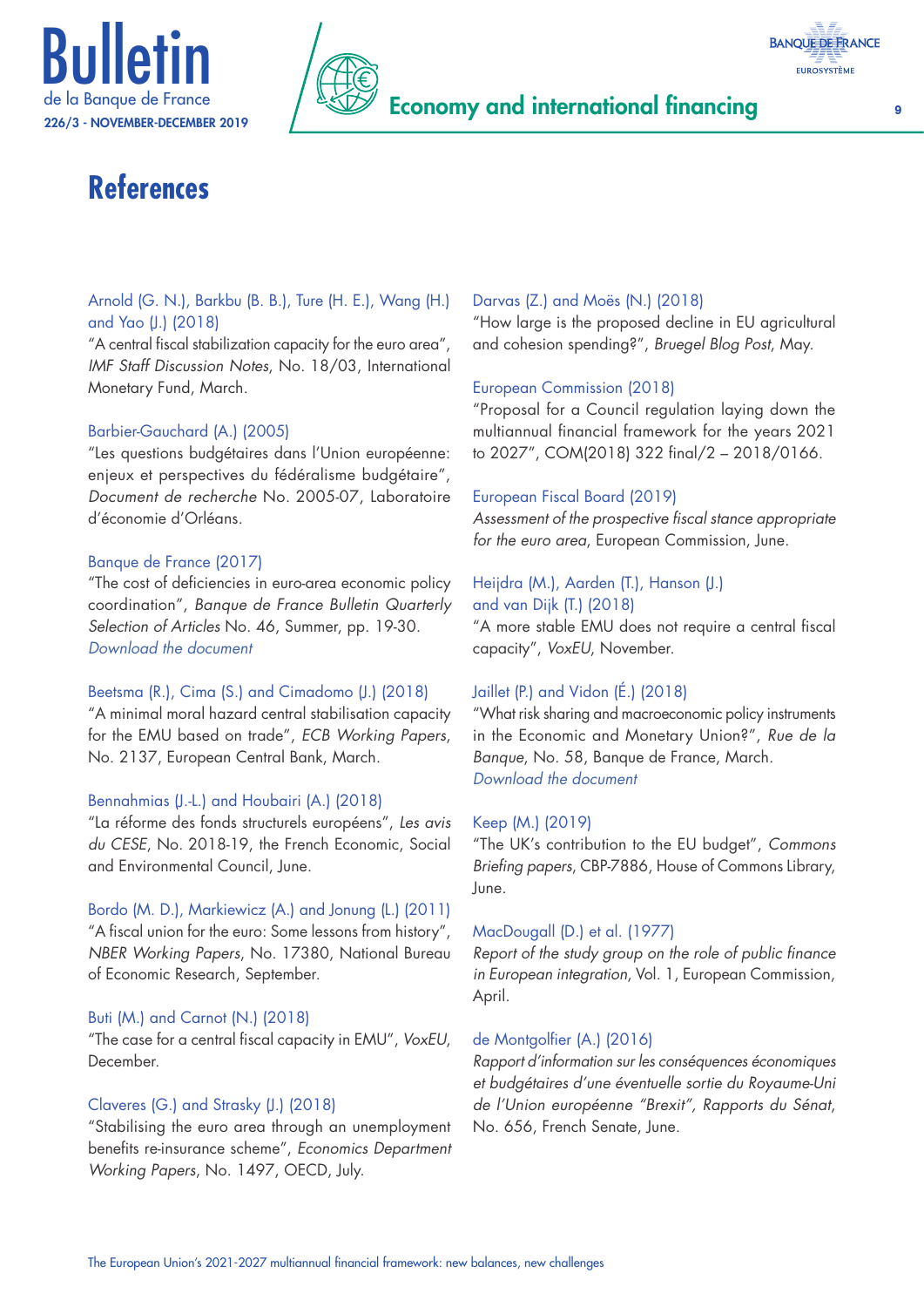# References

Arnold (G. N.), Barkbu (B. B.), Ture (H. E.), Wang (H.) and Yao (J.) (2018)
"A central fiscal stabilization capacity for the euro area", *IMF Staff Discussion Notes*, No. 18/03, International Monetary Fund, March.

Barbier-Gauchard (A.) (2005)
"Les questions budgétaires dans l'Union européenne: enjeux et perspectives du fédéralisme budgétaire", *Document de recherche* No. 2005-07, Laboratoire d'économie d'Orléans.

Banque de France (2017)
"The cost of deficiencies in euro-area economic policy coordination", *Banque de France Bulletin Quarterly Selection of Articles* No. 46, Summer, pp. 19-30.
*Download the document*

Beetsma (R.), Cima (S.) and Cimadomo (J.) (2018)
"A minimal moral hazard central stabilisation capacity for the EMU based on trade", *ECB Working Papers*, No. 2137, European Central Bank, March.

Bennahmias (J.-L.) and Houbairi (A.) (2018)
"La réforme des fonds structurels européens", *Les avis du CESE*, No. 2018-19, the French Economic, Social and Environmental Council, June.

Bordo (M. D.), Markiewicz (A.) and Jonung (L.) (2011)
"A fiscal union for the euro: Some lessons from history", *NBER Working Papers*, No. 17380, National Bureau of Economic Research, September.

Buti (M.) and Carnot (N.) (2018)
"The case for a central fiscal capacity in EMU", *VoxEU*, December.

Claveres (G.) and Strasky (J.) (2018)
"Stabilising the euro area through an unemployment benefits re-insurance scheme", *Economics Department Working Papers*, No. 1497, OECD, July.

Darvas (Z.) and Moës (N.) (2018)
"How large is the proposed decline in EU agricultural and cohesion spending?", *Bruegel Blog Post*, May.

European Commission (2018)
"Proposal for a Council regulation laying down the multiannual financial framework for the years 2021 to 2027", COM(2018) 322 final/2 – 2018/0166.

European Fiscal Board (2019)
*Assessment of the prospective fiscal stance appropriate for the euro area*, European Commission, June.

Heijdra (M.), Aarden (T.), Hanson (J.) and van Dijk (T.) (2018)
"A more stable EMU does not require a central fiscal capacity", *VoxEU*, November.

Jaillet (P.) and Vidon (É.) (2018)
"What risk sharing and macroeconomic policy instruments in the Economic and Monetary Union?", *Rue de la Banque*, No. 58, Banque de France, March.
*Download the document*

Keep (M.) (2019)
"The UK's contribution to the EU budget", *Commons Briefing papers*, CBP-7886, House of Commons Library, June.

MacDougall (D.) et al. (1977)
*Report of the study group on the role of public finance in European integration*, Vol. 1, European Commission, April.

de Montgolfier (A.) (2016)
*Rapport d'information sur les conséquences économiques et budgétaires d'une éventuelle sortie du Royaume-Uni de l'Union européenne "Brexit", Rapports du Sénat*, No. 656, French Senate, June.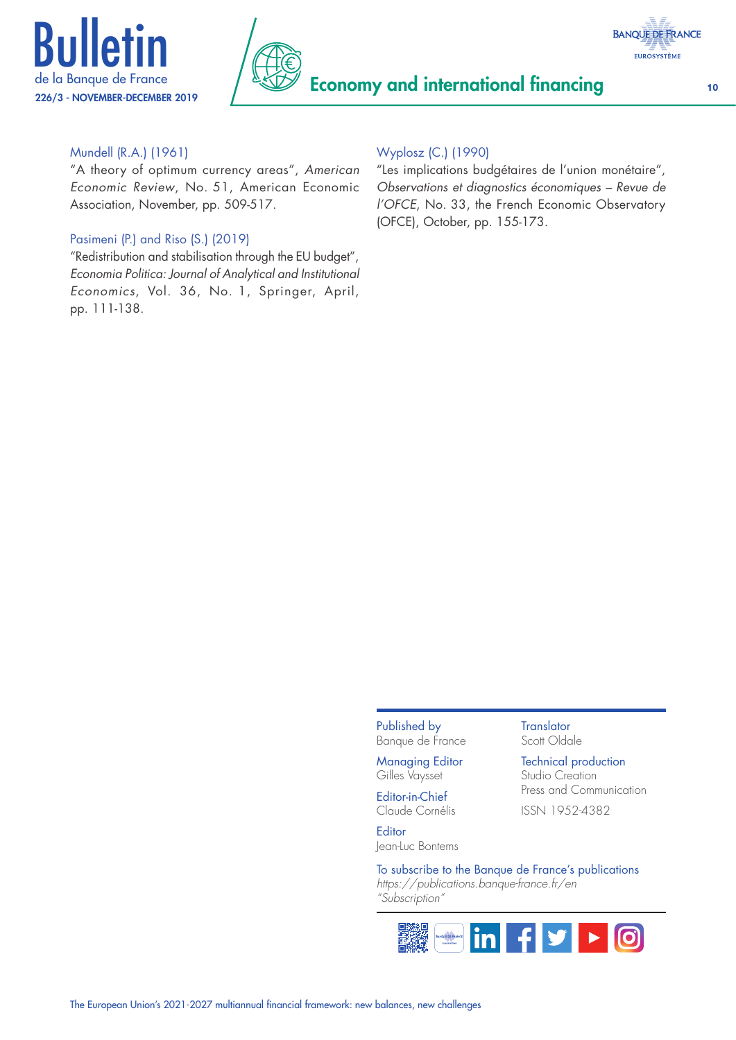Mundell (R.A.) (1961)
"A theory of optimum currency areas", *American Economic Review*, No. 51, American Economic Association, November, pp. 509-517.

Pasimeni (P.) and Riso (S.) (2019)
"Redistribution and stabilisation through the EU budget", *Economia Politica: Journal of Analytical and Institutional Economics*, Vol. 36, No. 1, Springer, April, pp. 111-138.

Wyplosz (C.) (1990)
"Les implications budgétaires de l'union monétaire", *Observations et diagnostics économiques – Revue de l'OFCE*, No. 33, the French Economic Observatory (OFCE), October, pp. 155-173.

Published by
Banque de France

Managing Editor
Gilles Vaysset

Editor-in-Chief
Claude Cornélis

Editor
Jean-Luc Bontems

Translator
Scott Oldale

Technical production
Studio Creation
Press and Communication

ISSN 1952-4382

To subscribe to the Banque de France's publications
*https://publications.banque-france.fr/en*
*"Subscription"*